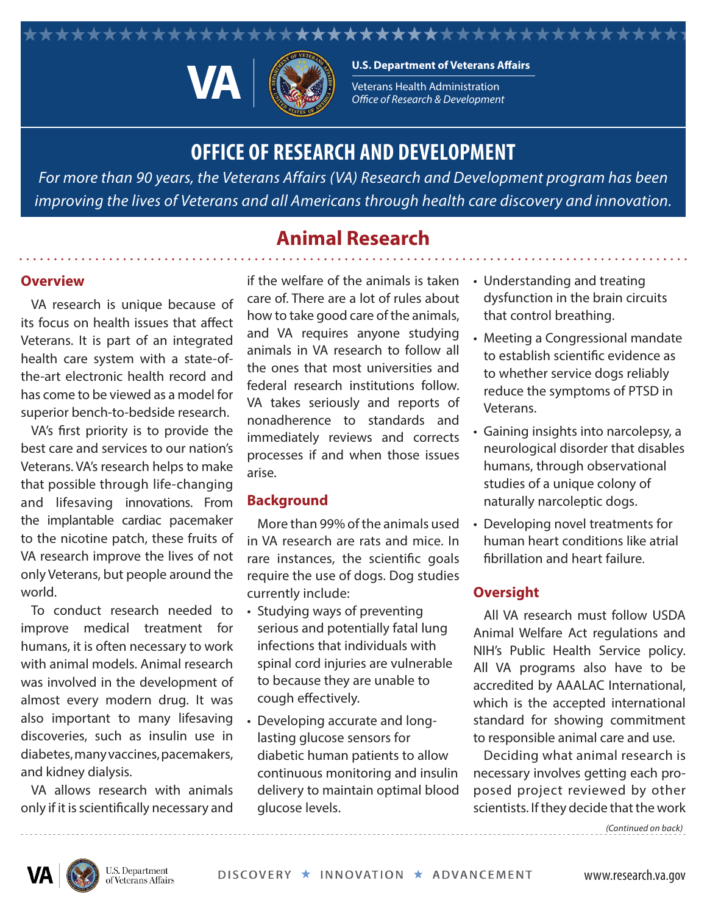U.S. Department of Veterans Affairs

Veterans Health Administration
*Office of Research & Development*

# OFFICE OF RESEARCH AND DEVELOPMENT

*For more than 90 years, the Veterans Affairs (VA) Research and Development program has been improving the lives of Veterans and all Americans through health care discovery and innovation.*

## Animal Research

### Overview

VA research is unique because of its focus on health issues that affect Veterans. It is part of an integrated health care system with a state-of-the-art electronic health record and has come to be viewed as a model for superior bench-to-bedside research.

VA's first priority is to provide the best care and services to our nation's Veterans. VA's research helps to make that possible through life-changing and lifesaving innovations. From the implantable cardiac pacemaker to the nicotine patch, these fruits of VA research improve the lives of not only Veterans, but people around the world.

To conduct research needed to improve medical treatment for humans, it is often necessary to work with animal models. Animal research was involved in the development of almost every modern drug. It was also important to many lifesaving discoveries, such as insulin use in diabetes, many vaccines, pacemakers, and kidney dialysis.

VA allows research with animals only if it is scientifically necessary and if the welfare of the animals is taken care of. There are a lot of rules about how to take good care of the animals, and VA requires anyone studying animals in VA research to follow all the ones that most universities and federal research institutions follow. VA takes seriously and reports of nonadherence to standards and immediately reviews and corrects processes if and when those issues arise.

### Background

More than 99% of the animals used in VA research are rats and mice. In rare instances, the scientific goals require the use of dogs. Dog studies currently include:

- Studying ways of preventing serious and potentially fatal lung infections that individuals with spinal cord injuries are vulnerable to because they are unable to cough effectively.
- Developing accurate and long-lasting glucose sensors for diabetic human patients to allow continuous monitoring and insulin delivery to maintain optimal blood glucose levels.
- Understanding and treating dysfunction in the brain circuits that control breathing.
- Meeting a Congressional mandate to establish scientific evidence as to whether service dogs reliably reduce the symptoms of PTSD in Veterans.
- Gaining insights into narcolepsy, a neurological disorder that disables humans, through observational studies of a unique colony of naturally narcoleptic dogs.
- Developing novel treatments for human heart conditions like atrial fibrillation and heart failure.

### Oversight

All VA research must follow USDA Animal Welfare Act regulations and NIH's Public Health Service policy. All VA programs also have to be accredited by AAALAC International, which is the accepted international standard for showing commitment to responsible animal care and use.

Deciding what animal research is necessary involves getting each proposed project reviewed by other scientists. If they decide that the work

*(Continued on back)*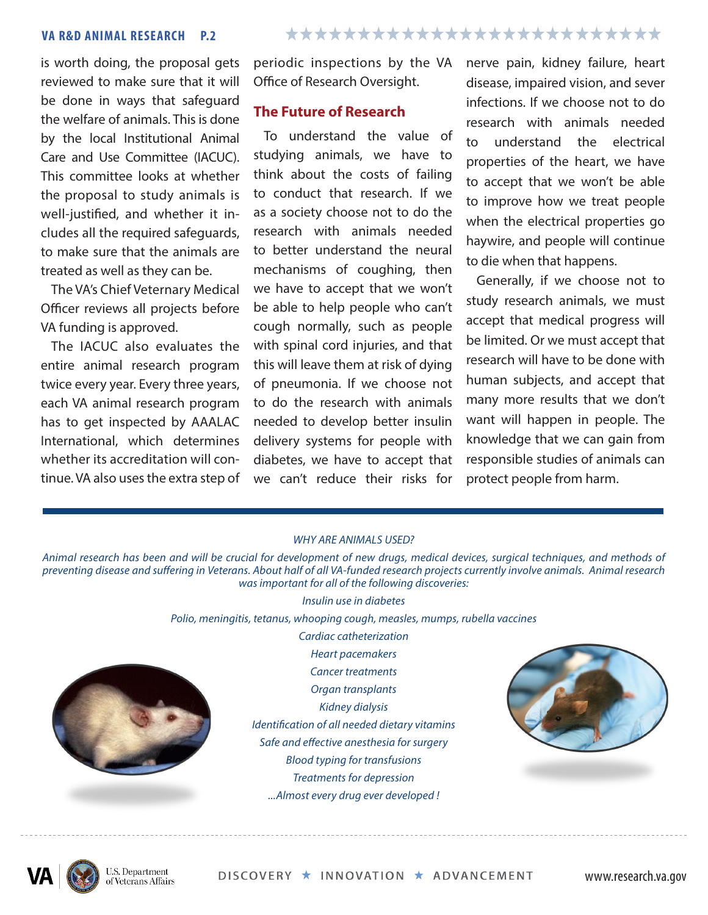is worth doing, the proposal gets reviewed to make sure that it will be done in ways that safeguard the welfare of animals. This is done by the local Institutional Animal Care and Use Committee (IACUC). This committee looks at whether the proposal to study animals is well-justified, and whether it includes all the required safeguards, to make sure that the animals are treated as well as they can be.

The VA's Chief Veternary Medical Officer reviews all projects before VA funding is approved.

The IACUC also evaluates the entire animal research program twice every year. Every three years, each VA animal research program has to get inspected by AAALAC International, which determines whether its accreditation will continue. VA also uses the extra step of periodic inspections by the VA Office of Research Oversight.

## The Future of Research

To understand the value of studying animals, we have to think about the costs of failing to conduct that research. If we as a society choose not to do the research with animals needed to better understand the neural mechanisms of coughing, then we have to accept that we won't be able to help people who can't cough normally, such as people with spinal cord injuries, and that this will leave them at risk of dying of pneumonia. If we choose not to do the research with animals needed to develop better insulin delivery systems for people with diabetes, we have to accept that we can't reduce their risks for nerve pain, kidney failure, heart disease, impaired vision, and sever infections. If we choose not to do research with animals needed to understand the electrical properties of the heart, we have to accept that we won't be able to improve how we treat people when the electrical properties go haywire, and people will continue to die when that happens.

Generally, if we choose not to study research animals, we must accept that medical progress will be limited. Or we must accept that research will have to be done with human subjects, and accept that many more results that we don't want will happen in people. The knowledge that we can gain from responsible studies of animals can protect people from harm.

---

*WHY ARE ANIMALS USED?*

*Animal research has been and will be crucial for development of new drugs, medical devices, surgical techniques, and methods of preventing disease and suffering in Veterans. About half of all VA-funded research projects currently involve animals. Animal research was important for all of the following discoveries:*

*Insulin use in diabetes*

*Polio, meningitis, tetanus, whooping cough, measles, mumps, rubella vaccines*

*Cardiac catheterization*

*Heart pacemakers*

*Cancer treatments*

*Organ transplants*

*Kidney dialysis*

*Identification of all needed dietary vitamins*

*Safe and effective anesthesia for surgery*

*Blood typing for transfusions*

*Treatments for depression*

*...Almost every drug ever developed !*